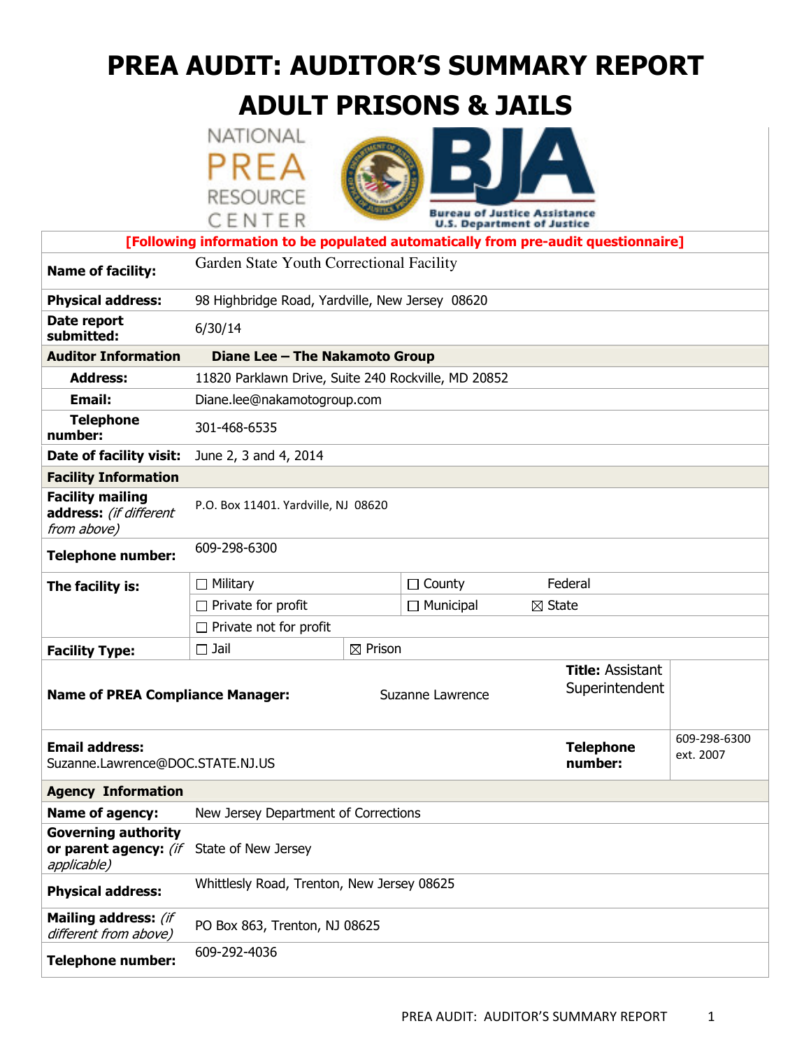# PREA AUDIT: AUDITOR'S SUMMARY REPORT
# ADULT PRISONS & JAILS

**[Following information to be populated automatically from pre-audit questionnaire]**

| | | | |
|---|---|---|---|
| **Name of facility:** | Garden State Youth Correctional Facility | | |
| **Physical address:** | 98 Highbridge Road, Yardville, New Jersey 08620 | | |
| **Date report submitted:** | 6/30/14 | | |
| **Auditor Information** | **Diane Lee – The Nakamoto Group** | | |
| **Address:** | 11820 Parklawn Drive, Suite 240 Rockville, MD 20852 | | |
| **Email:** | Diane.lee@nakamotogroup.com | | |
| **Telephone number:** | 301-468-6535 | | |
| **Date of facility visit:** | June 2, 3 and 4, 2014 | | |
| **Facility Information** | | | |
| **Facility mailing address:** *(if different from above)* | P.O. Box 11401. Yardville, NJ 08620 | | |
| **Telephone number:** | 609-298-6300 | | |
| **The facility is:** | ☐ Military | ☐ County | Federal |
| | ☐ Private for profit | ☐ Municipal | ☒ State |
| | ☐ Private not for profit | | |
| **Facility Type:** | ☐ Jail | ☒ Prison | |
| **Name of PREA Compliance Manager:** | Suzanne Lawrence | **Title:** Assistant Superintendent | |
| **Email address:** Suzanne.Lawrence@DOC.STATE.NJ.US | | **Telephone number:** | 609-298-6300 ext. 2007 |
| **Agency Information** | | | |
| **Name of agency:** | New Jersey Department of Corrections | | |
| **Governing authority or parent agency:** *(if applicable)* | State of New Jersey | | |
| **Physical address:** | Whittlesly Road, Trenton, New Jersey 08625 | | |
| **Mailing address:** *(if different from above)* | PO Box 863, Trenton, NJ 08625 | | |
| **Telephone number:** | 609-292-4036 | | |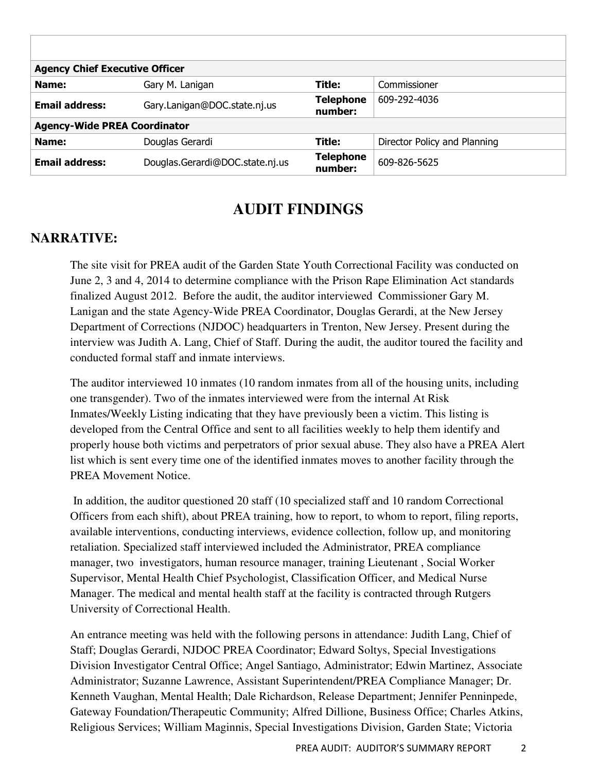| | | | |
|---|---|---|---|
| **Agency Chief Executive Officer** | | | |
| **Name:** | Gary M. Lanigan | **Title:** | Commissioner |
| **Email address:** | Gary.Lanigan@DOC.state.nj.us | **Telephone number:** | 609-292-4036 |
| **Agency-Wide PREA Coordinator** | | | |
| **Name:** | Douglas Gerardi | **Title:** | Director Policy and Planning |
| **Email address:** | Douglas.Gerardi@DOC.state.nj.us | **Telephone number:** | 609-826-5625 |

# AUDIT FINDINGS

## NARRATIVE:

The site visit for PREA audit of the Garden State Youth Correctional Facility was conducted on June 2, 3 and 4, 2014 to determine compliance with the Prison Rape Elimination Act standards finalized August 2012. Before the audit, the auditor interviewed Commissioner Gary M. Lanigan and the state Agency-Wide PREA Coordinator, Douglas Gerardi, at the New Jersey Department of Corrections (NJDOC) headquarters in Trenton, New Jersey. Present during the interview was Judith A. Lang, Chief of Staff. During the audit, the auditor toured the facility and conducted formal staff and inmate interviews.

The auditor interviewed 10 inmates (10 random inmates from all of the housing units, including one transgender). Two of the inmates interviewed were from the internal At Risk Inmates/Weekly Listing indicating that they have previously been a victim. This listing is developed from the Central Office and sent to all facilities weekly to help them identify and properly house both victims and perpetrators of prior sexual abuse. They also have a PREA Alert list which is sent every time one of the identified inmates moves to another facility through the PREA Movement Notice.

In addition, the auditor questioned 20 staff (10 specialized staff and 10 random Correctional Officers from each shift), about PREA training, how to report, to whom to report, filing reports, available interventions, conducting interviews, evidence collection, follow up, and monitoring retaliation. Specialized staff interviewed included the Administrator, PREA compliance manager, two investigators, human resource manager, training Lieutenant , Social Worker Supervisor, Mental Health Chief Psychologist, Classification Officer, and Medical Nurse Manager. The medical and mental health staff at the facility is contracted through Rutgers University of Correctional Health.

An entrance meeting was held with the following persons in attendance: Judith Lang, Chief of Staff; Douglas Gerardi, NJDOC PREA Coordinator; Edward Soltys, Special Investigations Division Investigator Central Office; Angel Santiago, Administrator; Edwin Martinez, Associate Administrator; Suzanne Lawrence, Assistant Superintendent/PREA Compliance Manager; Dr. Kenneth Vaughan, Mental Health; Dale Richardson, Release Department; Jennifer Penninpede, Gateway Foundation/Therapeutic Community; Alfred Dillione, Business Office; Charles Atkins, Religious Services; William Maginnis, Special Investigations Division, Garden State; Victoria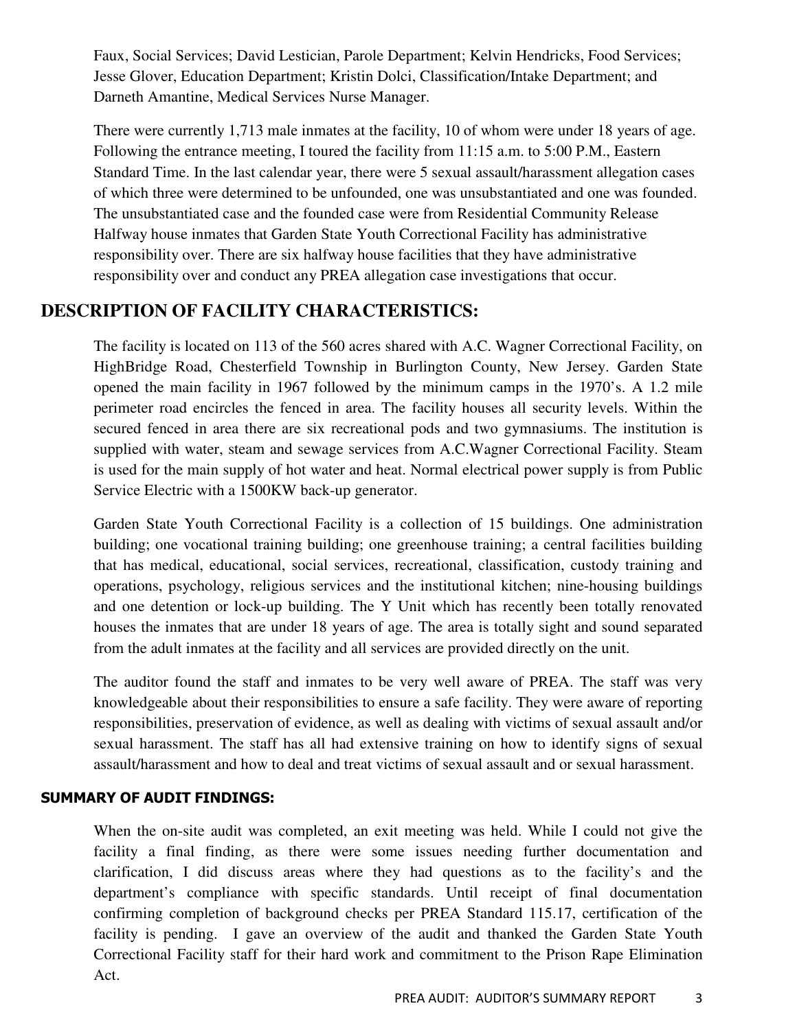Faux, Social Services; David Lestician, Parole Department; Kelvin Hendricks, Food Services; Jesse Glover, Education Department; Kristin Dolci, Classification/Intake Department; and Darneth Amantine, Medical Services Nurse Manager.

There were currently 1,713 male inmates at the facility, 10 of whom were under 18 years of age. Following the entrance meeting, I toured the facility from 11:15 a.m. to 5:00 P.M., Eastern Standard Time. In the last calendar year, there were 5 sexual assault/harassment allegation cases of which three were determined to be unfounded, one was unsubstantiated and one was founded. The unsubstantiated case and the founded case were from Residential Community Release Halfway house inmates that Garden State Youth Correctional Facility has administrative responsibility over. There are six halfway house facilities that they have administrative responsibility over and conduct any PREA allegation case investigations that occur.

## DESCRIPTION OF FACILITY CHARACTERISTICS:

The facility is located on 113 of the 560 acres shared with A.C. Wagner Correctional Facility, on HighBridge Road, Chesterfield Township in Burlington County, New Jersey. Garden State opened the main facility in 1967 followed by the minimum camps in the 1970's. A 1.2 mile perimeter road encircles the fenced in area. The facility houses all security levels. Within the secured fenced in area there are six recreational pods and two gymnasiums. The institution is supplied with water, steam and sewage services from A.C.Wagner Correctional Facility. Steam is used for the main supply of hot water and heat. Normal electrical power supply is from Public Service Electric with a 1500KW back-up generator.

Garden State Youth Correctional Facility is a collection of 15 buildings. One administration building; one vocational training building; one greenhouse training; a central facilities building that has medical, educational, social services, recreational, classification, custody training and operations, psychology, religious services and the institutional kitchen; nine-housing buildings and one detention or lock-up building. The Y Unit which has recently been totally renovated houses the inmates that are under 18 years of age. The area is totally sight and sound separated from the adult inmates at the facility and all services are provided directly on the unit.

The auditor found the staff and inmates to be very well aware of PREA. The staff was very knowledgeable about their responsibilities to ensure a safe facility. They were aware of reporting responsibilities, preservation of evidence, as well as dealing with victims of sexual assault and/or sexual harassment. The staff has all had extensive training on how to identify signs of sexual assault/harassment and how to deal and treat victims of sexual assault and or sexual harassment.

### SUMMARY OF AUDIT FINDINGS:

When the on-site audit was completed, an exit meeting was held. While I could not give the facility a final finding, as there were some issues needing further documentation and clarification, I did discuss areas where they had questions as to the facility's and the department's compliance with specific standards. Until receipt of final documentation confirming completion of background checks per PREA Standard 115.17, certification of the facility is pending. I gave an overview of the audit and thanked the Garden State Youth Correctional Facility staff for their hard work and commitment to the Prison Rape Elimination Act.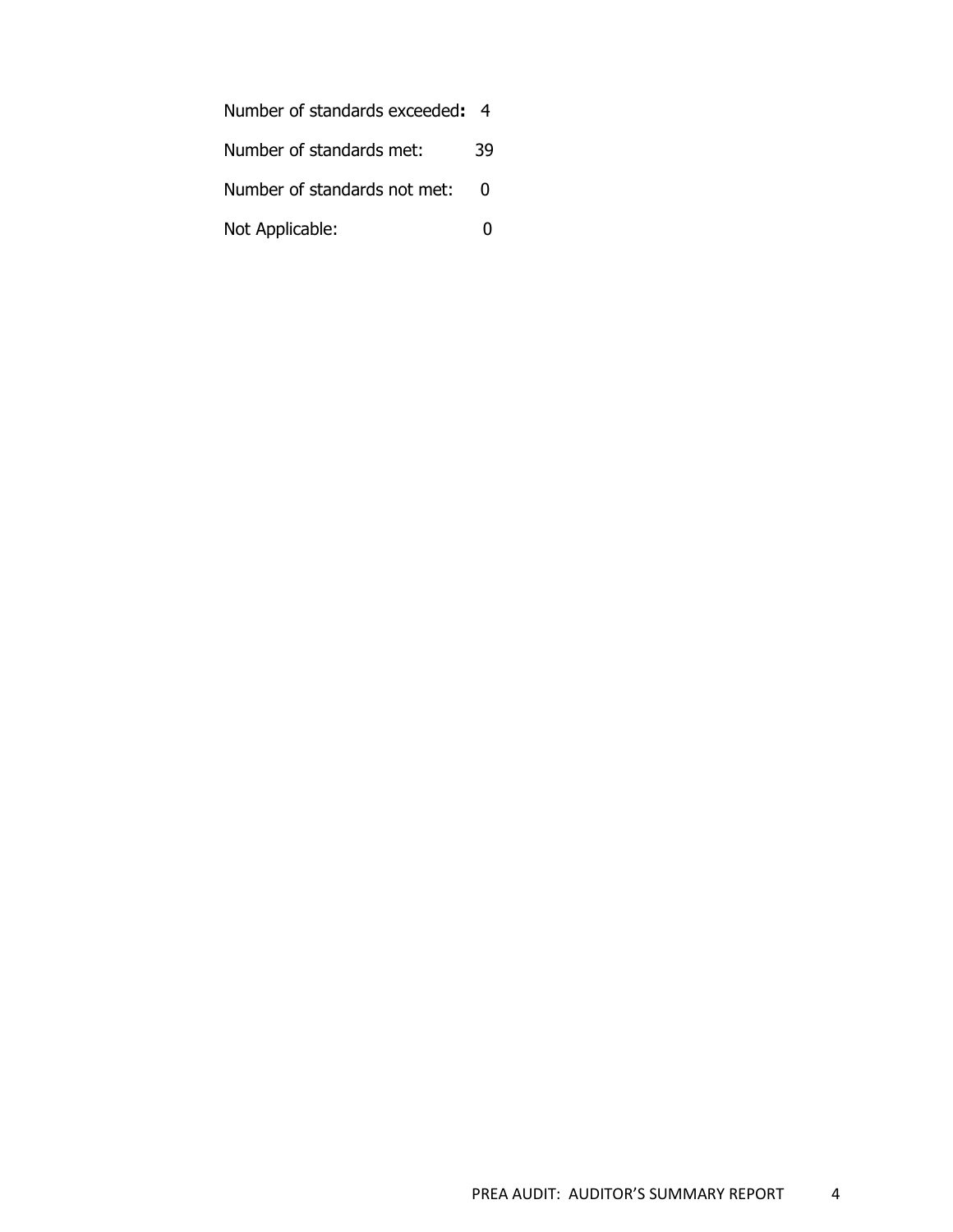Number of standards exceeded**:** 4

Number of standards met: 39

Number of standards not met: 0

Not Applicable: 0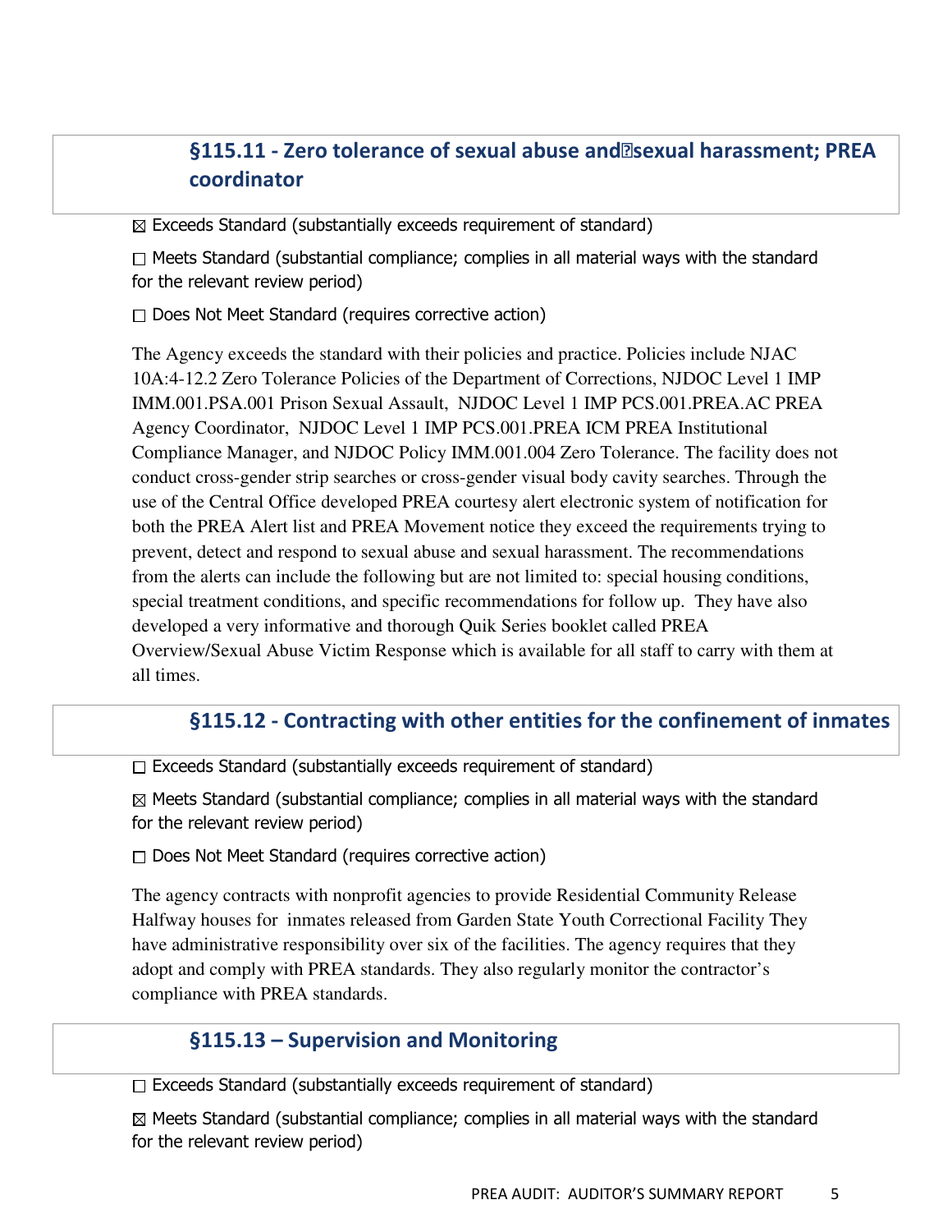## §115.11 - Zero tolerance of sexual abuse and sexual harassment; PREA coordinator

☒ Exceeds Standard (substantially exceeds requirement of standard)

☐ Meets Standard (substantial compliance; complies in all material ways with the standard for the relevant review period)

☐ Does Not Meet Standard (requires corrective action)

The Agency exceeds the standard with their policies and practice. Policies include NJAC 10A:4-12.2 Zero Tolerance Policies of the Department of Corrections, NJDOC Level 1 IMP IMM.001.PSA.001 Prison Sexual Assault, NJDOC Level 1 IMP PCS.001.PREA.AC PREA Agency Coordinator, NJDOC Level 1 IMP PCS.001.PREA ICM PREA Institutional Compliance Manager, and NJDOC Policy IMM.001.004 Zero Tolerance. The facility does not conduct cross-gender strip searches or cross-gender visual body cavity searches. Through the use of the Central Office developed PREA courtesy alert electronic system of notification for both the PREA Alert list and PREA Movement notice they exceed the requirements trying to prevent, detect and respond to sexual abuse and sexual harassment. The recommendations from the alerts can include the following but are not limited to: special housing conditions, special treatment conditions, and specific recommendations for follow up. They have also developed a very informative and thorough Quik Series booklet called PREA Overview/Sexual Abuse Victim Response which is available for all staff to carry with them at all times.

## §115.12 - Contracting with other entities for the confinement of inmates

☐ Exceeds Standard (substantially exceeds requirement of standard)

☒ Meets Standard (substantial compliance; complies in all material ways with the standard for the relevant review period)

☐ Does Not Meet Standard (requires corrective action)

The agency contracts with nonprofit agencies to provide Residential Community Release Halfway houses for inmates released from Garden State Youth Correctional Facility They have administrative responsibility over six of the facilities. The agency requires that they adopt and comply with PREA standards. They also regularly monitor the contractor's compliance with PREA standards.

## §115.13 – Supervision and Monitoring

☐ Exceeds Standard (substantially exceeds requirement of standard)

☒ Meets Standard (substantial compliance; complies in all material ways with the standard for the relevant review period)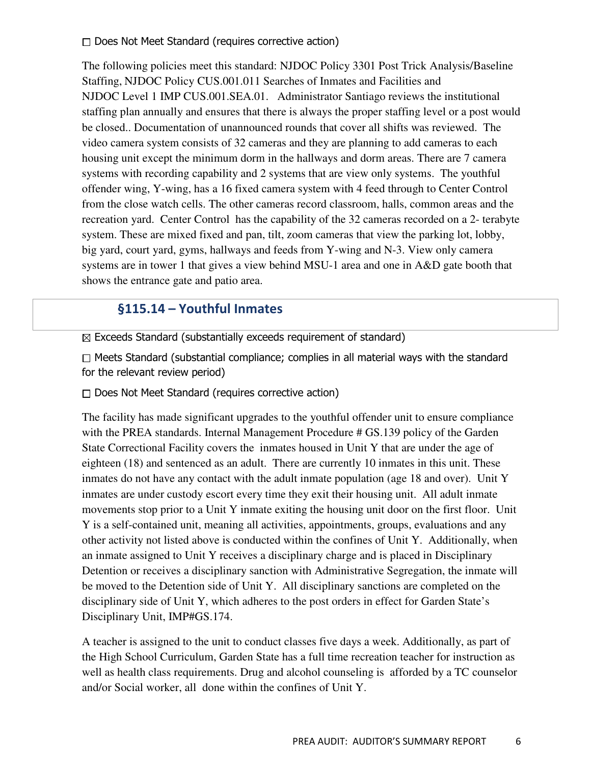☐ Does Not Meet Standard (requires corrective action)

The following policies meet this standard: NJDOC Policy 3301 Post Trick Analysis/Baseline Staffing, NJDOC Policy CUS.001.011 Searches of Inmates and Facilities and NJDOC Level 1 IMP CUS.001.SEA.01. Administrator Santiago reviews the institutional staffing plan annually and ensures that there is always the proper staffing level or a post would be closed.. Documentation of unannounced rounds that cover all shifts was reviewed. The video camera system consists of 32 cameras and they are planning to add cameras to each housing unit except the minimum dorm in the hallways and dorm areas. There are 7 camera systems with recording capability and 2 systems that are view only systems. The youthful offender wing, Y-wing, has a 16 fixed camera system with 4 feed through to Center Control from the close watch cells. The other cameras record classroom, halls, common areas and the recreation yard. Center Control has the capability of the 32 cameras recorded on a 2- terabyte system. These are mixed fixed and pan, tilt, zoom cameras that view the parking lot, lobby, big yard, court yard, gyms, hallways and feeds from Y-wing and N-3. View only camera systems are in tower 1 that gives a view behind MSU-1 area and one in A&D gate booth that shows the entrance gate and patio area.

## §115.14 – Youthful Inmates

☒ Exceeds Standard (substantially exceeds requirement of standard)

☐ Meets Standard (substantial compliance; complies in all material ways with the standard for the relevant review period)

☐ Does Not Meet Standard (requires corrective action)

The facility has made significant upgrades to the youthful offender unit to ensure compliance with the PREA standards. Internal Management Procedure # GS.139 policy of the Garden State Correctional Facility covers the inmates housed in Unit Y that are under the age of eighteen (18) and sentenced as an adult. There are currently 10 inmates in this unit. These inmates do not have any contact with the adult inmate population (age 18 and over). Unit Y inmates are under custody escort every time they exit their housing unit. All adult inmate movements stop prior to a Unit Y inmate exiting the housing unit door on the first floor. Unit Y is a self-contained unit, meaning all activities, appointments, groups, evaluations and any other activity not listed above is conducted within the confines of Unit Y. Additionally, when an inmate assigned to Unit Y receives a disciplinary charge and is placed in Disciplinary Detention or receives a disciplinary sanction with Administrative Segregation, the inmate will be moved to the Detention side of Unit Y. All disciplinary sanctions are completed on the disciplinary side of Unit Y, which adheres to the post orders in effect for Garden State's Disciplinary Unit, IMP#GS.174.

A teacher is assigned to the unit to conduct classes five days a week. Additionally, as part of the High School Curriculum, Garden State has a full time recreation teacher for instruction as well as health class requirements. Drug and alcohol counseling is afforded by a TC counselor and/or Social worker, all done within the confines of Unit Y.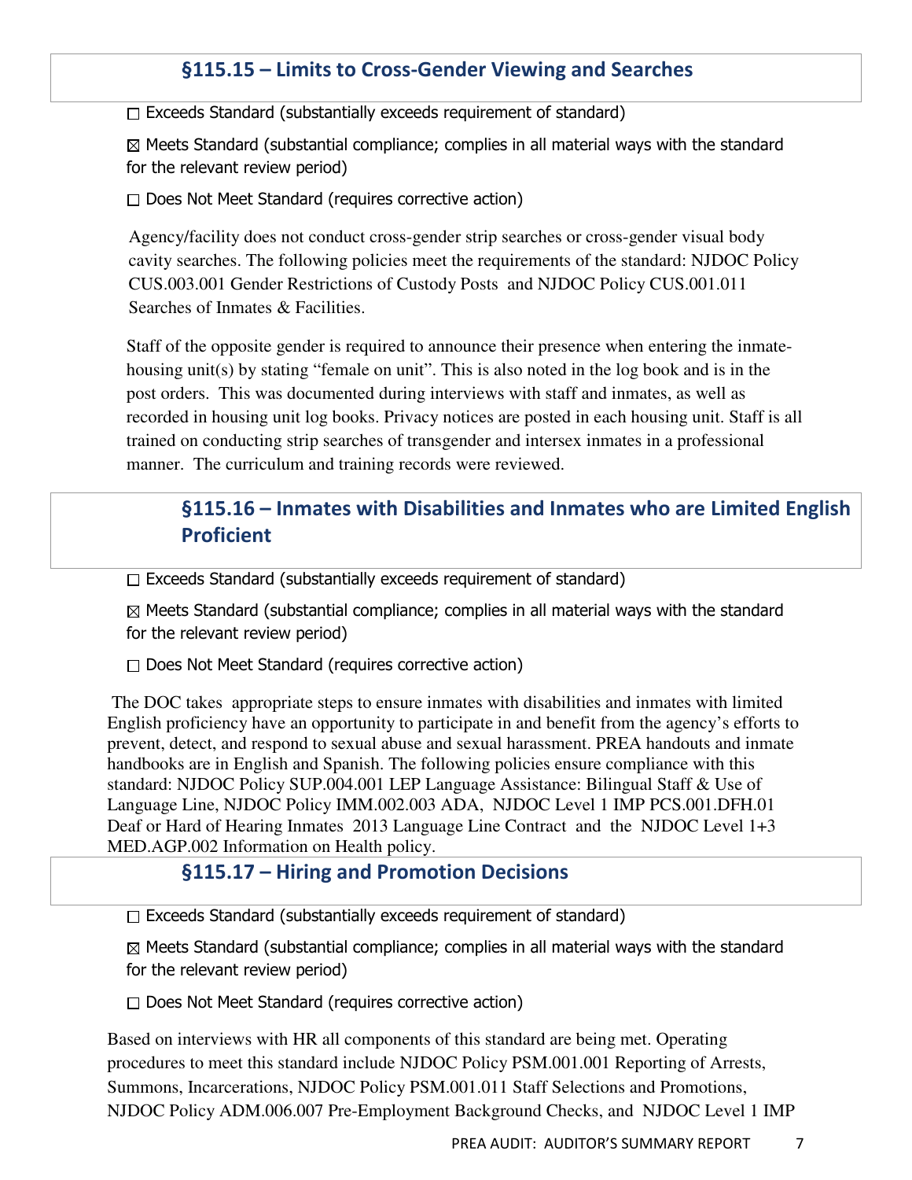## §115.15 – Limits to Cross-Gender Viewing and Searches

☐ Exceeds Standard (substantially exceeds requirement of standard)

☒ Meets Standard (substantial compliance; complies in all material ways with the standard for the relevant review period)

☐ Does Not Meet Standard (requires corrective action)

Agency/facility does not conduct cross-gender strip searches or cross-gender visual body cavity searches. The following policies meet the requirements of the standard: NJDOC Policy CUS.003.001 Gender Restrictions of Custody Posts and NJDOC Policy CUS.001.011 Searches of Inmates & Facilities.

Staff of the opposite gender is required to announce their presence when entering the inmate-housing unit(s) by stating "female on unit". This is also noted in the log book and is in the post orders. This was documented during interviews with staff and inmates, as well as recorded in housing unit log books. Privacy notices are posted in each housing unit. Staff is all trained on conducting strip searches of transgender and intersex inmates in a professional manner. The curriculum and training records were reviewed.

## §115.16 – Inmates with Disabilities and Inmates who are Limited English Proficient

☐ Exceeds Standard (substantially exceeds requirement of standard)

☒ Meets Standard (substantial compliance; complies in all material ways with the standard for the relevant review period)

☐ Does Not Meet Standard (requires corrective action)

The DOC takes appropriate steps to ensure inmates with disabilities and inmates with limited English proficiency have an opportunity to participate in and benefit from the agency's efforts to prevent, detect, and respond to sexual abuse and sexual harassment. PREA handouts and inmate handbooks are in English and Spanish. The following policies ensure compliance with this standard: NJDOC Policy SUP.004.001 LEP Language Assistance: Bilingual Staff & Use of Language Line, NJDOC Policy IMM.002.003 ADA, NJDOC Level 1 IMP PCS.001.DFH.01 Deaf or Hard of Hearing Inmates 2013 Language Line Contract and the NJDOC Level 1+3 MED.AGP.002 Information on Health policy.

## §115.17 – Hiring and Promotion Decisions

☐ Exceeds Standard (substantially exceeds requirement of standard)

☒ Meets Standard (substantial compliance; complies in all material ways with the standard for the relevant review period)

☐ Does Not Meet Standard (requires corrective action)

Based on interviews with HR all components of this standard are being met. Operating procedures to meet this standard include NJDOC Policy PSM.001.001 Reporting of Arrests, Summons, Incarcerations, NJDOC Policy PSM.001.011 Staff Selections and Promotions, NJDOC Policy ADM.006.007 Pre-Employment Background Checks, and NJDOC Level 1 IMP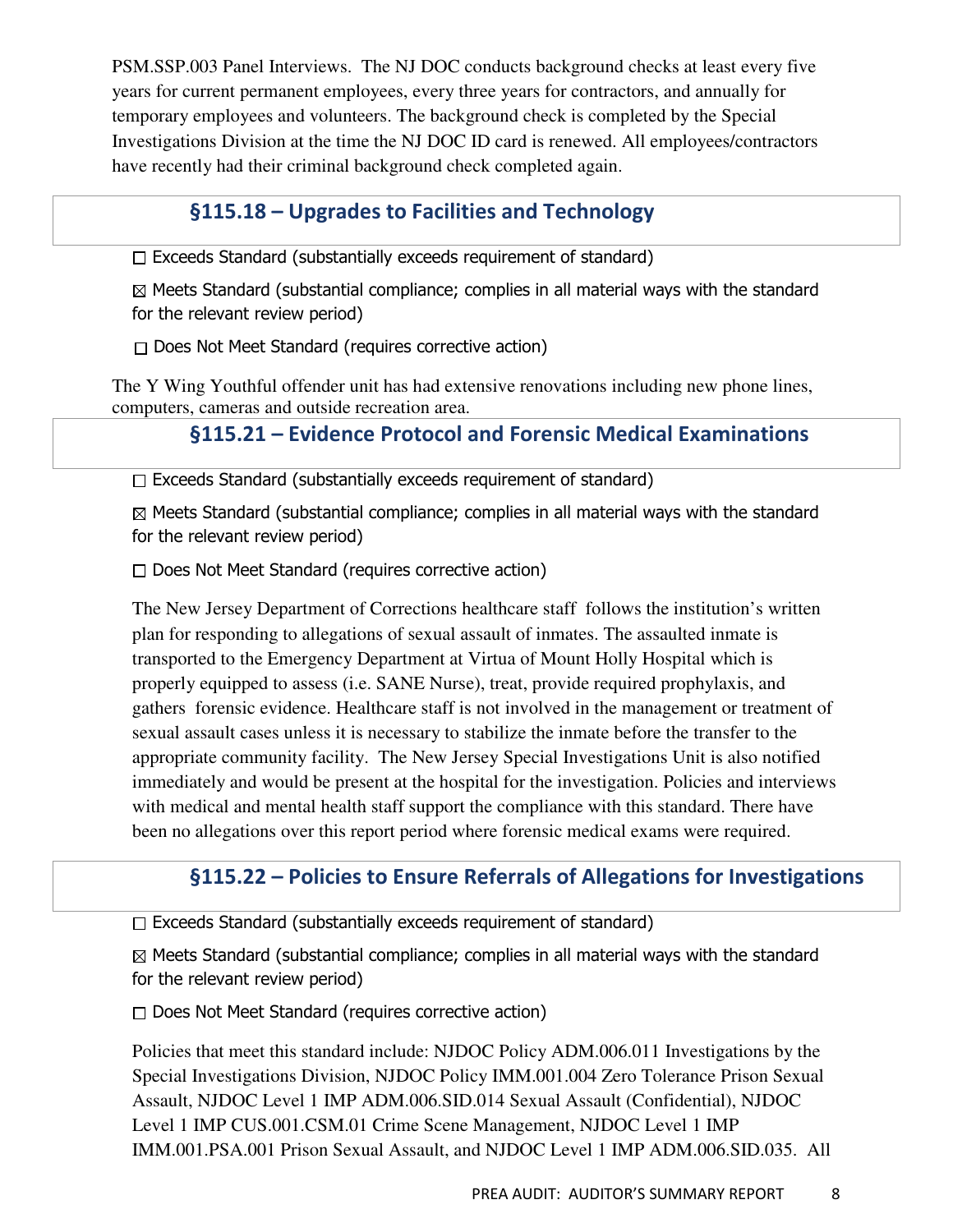PSM.SSP.003 Panel Interviews. The NJ DOC conducts background checks at least every five years for current permanent employees, every three years for contractors, and annually for temporary employees and volunteers. The background check is completed by the Special Investigations Division at the time the NJ DOC ID card is renewed. All employees/contractors have recently had their criminal background check completed again.

## §115.18 – Upgrades to Facilities and Technology

☐ Exceeds Standard (substantially exceeds requirement of standard)

☒ Meets Standard (substantial compliance; complies in all material ways with the standard for the relevant review period)

☐ Does Not Meet Standard (requires corrective action)

The Y Wing Youthful offender unit has had extensive renovations including new phone lines, computers, cameras and outside recreation area.

## §115.21 – Evidence Protocol and Forensic Medical Examinations

☐ Exceeds Standard (substantially exceeds requirement of standard)

☒ Meets Standard (substantial compliance; complies in all material ways with the standard for the relevant review period)

☐ Does Not Meet Standard (requires corrective action)

The New Jersey Department of Corrections healthcare staff follows the institution's written plan for responding to allegations of sexual assault of inmates. The assaulted inmate is transported to the Emergency Department at Virtua of Mount Holly Hospital which is properly equipped to assess (i.e. SANE Nurse), treat, provide required prophylaxis, and gathers forensic evidence. Healthcare staff is not involved in the management or treatment of sexual assault cases unless it is necessary to stabilize the inmate before the transfer to the appropriate community facility. The New Jersey Special Investigations Unit is also notified immediately and would be present at the hospital for the investigation. Policies and interviews with medical and mental health staff support the compliance with this standard. There have been no allegations over this report period where forensic medical exams were required.

## §115.22 – Policies to Ensure Referrals of Allegations for Investigations

☐ Exceeds Standard (substantially exceeds requirement of standard)

☒ Meets Standard (substantial compliance; complies in all material ways with the standard for the relevant review period)

☐ Does Not Meet Standard (requires corrective action)

Policies that meet this standard include: NJDOC Policy ADM.006.011 Investigations by the Special Investigations Division, NJDOC Policy IMM.001.004 Zero Tolerance Prison Sexual Assault, NJDOC Level 1 IMP ADM.006.SID.014 Sexual Assault (Confidential), NJDOC Level 1 IMP CUS.001.CSM.01 Crime Scene Management, NJDOC Level 1 IMP IMM.001.PSA.001 Prison Sexual Assault, and NJDOC Level 1 IMP ADM.006.SID.035. All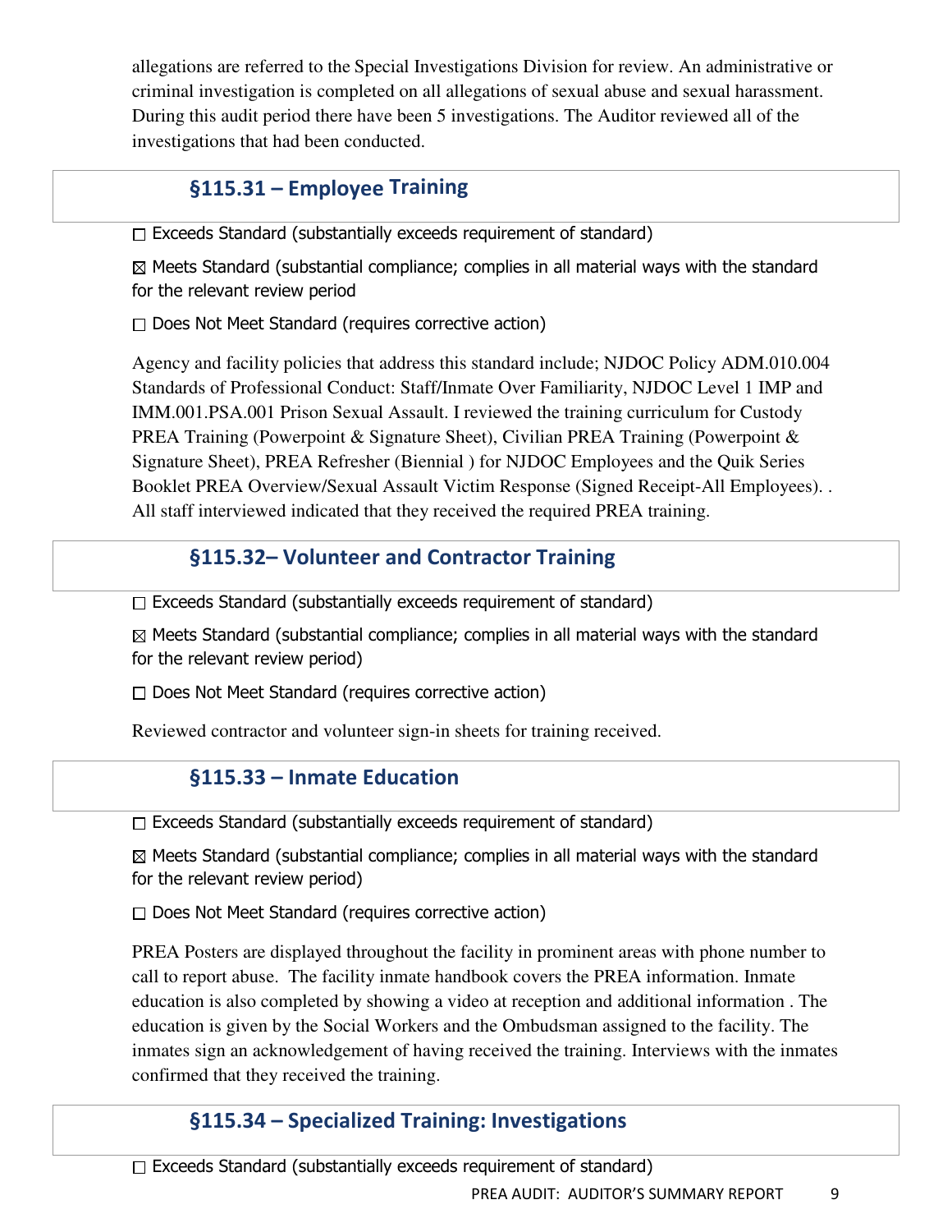allegations are referred to the Special Investigations Division for review. An administrative or criminal investigation is completed on all allegations of sexual abuse and sexual harassment. During this audit period there have been 5 investigations. The Auditor reviewed all of the investigations that had been conducted.

## §115.31 – Employee Training

☐ Exceeds Standard (substantially exceeds requirement of standard)

☒ Meets Standard (substantial compliance; complies in all material ways with the standard for the relevant review period

☐ Does Not Meet Standard (requires corrective action)

Agency and facility policies that address this standard include; NJDOC Policy ADM.010.004 Standards of Professional Conduct: Staff/Inmate Over Familiarity, NJDOC Level 1 IMP and IMM.001.PSA.001 Prison Sexual Assault. I reviewed the training curriculum for Custody PREA Training (Powerpoint & Signature Sheet), Civilian PREA Training (Powerpoint & Signature Sheet), PREA Refresher (Biennial ) for NJDOC Employees and the Quik Series Booklet PREA Overview/Sexual Assault Victim Response (Signed Receipt-All Employees). . All staff interviewed indicated that they received the required PREA training.

## §115.32– Volunteer and Contractor Training

☐ Exceeds Standard (substantially exceeds requirement of standard)

☒ Meets Standard (substantial compliance; complies in all material ways with the standard for the relevant review period)

☐ Does Not Meet Standard (requires corrective action)

Reviewed contractor and volunteer sign-in sheets for training received.

## §115.33 – Inmate Education

☐ Exceeds Standard (substantially exceeds requirement of standard)

☒ Meets Standard (substantial compliance; complies in all material ways with the standard for the relevant review period)

☐ Does Not Meet Standard (requires corrective action)

PREA Posters are displayed throughout the facility in prominent areas with phone number to call to report abuse. The facility inmate handbook covers the PREA information. Inmate education is also completed by showing a video at reception and additional information . The education is given by the Social Workers and the Ombudsman assigned to the facility. The inmates sign an acknowledgement of having received the training. Interviews with the inmates confirmed that they received the training.

## §115.34 – Specialized Training: Investigations

☐ Exceeds Standard (substantially exceeds requirement of standard)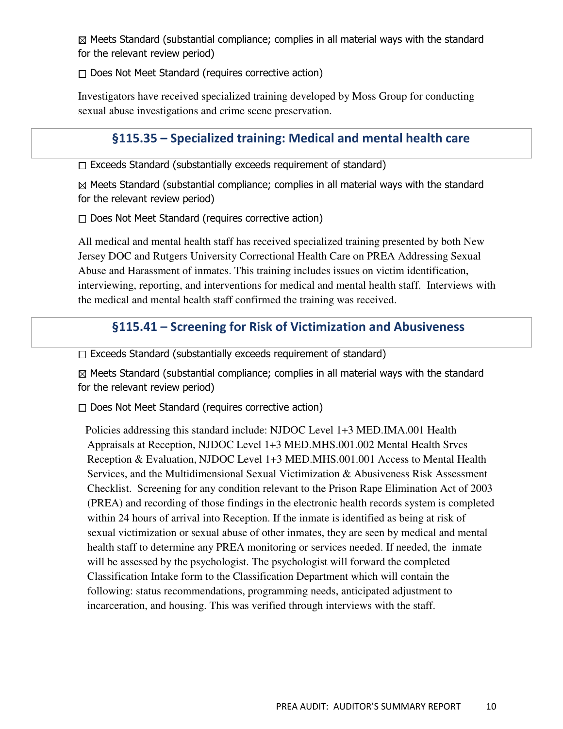☒ Meets Standard (substantial compliance; complies in all material ways with the standard for the relevant review period)

☐ Does Not Meet Standard (requires corrective action)

Investigators have received specialized training developed by Moss Group for conducting sexual abuse investigations and crime scene preservation.

## §115.35 – Specialized training: Medical and mental health care

☐ Exceeds Standard (substantially exceeds requirement of standard)

☒ Meets Standard (substantial compliance; complies in all material ways with the standard for the relevant review period)

☐ Does Not Meet Standard (requires corrective action)

All medical and mental health staff has received specialized training presented by both New Jersey DOC and Rutgers University Correctional Health Care on PREA Addressing Sexual Abuse and Harassment of inmates. This training includes issues on victim identification, interviewing, reporting, and interventions for medical and mental health staff. Interviews with the medical and mental health staff confirmed the training was received.

## §115.41 – Screening for Risk of Victimization and Abusiveness

☐ Exceeds Standard (substantially exceeds requirement of standard)

☒ Meets Standard (substantial compliance; complies in all material ways with the standard for the relevant review period)

☐ Does Not Meet Standard (requires corrective action)

Policies addressing this standard include: NJDOC Level 1+3 MED.IMA.001 Health Appraisals at Reception, NJDOC Level 1+3 MED.MHS.001.002 Mental Health Srvcs Reception & Evaluation, NJDOC Level 1+3 MED.MHS.001.001 Access to Mental Health Services, and the Multidimensional Sexual Victimization & Abusiveness Risk Assessment Checklist. Screening for any condition relevant to the Prison Rape Elimination Act of 2003 (PREA) and recording of those findings in the electronic health records system is completed within 24 hours of arrival into Reception. If the inmate is identified as being at risk of sexual victimization or sexual abuse of other inmates, they are seen by medical and mental health staff to determine any PREA monitoring or services needed. If needed, the inmate will be assessed by the psychologist. The psychologist will forward the completed Classification Intake form to the Classification Department which will contain the following: status recommendations, programming needs, anticipated adjustment to incarceration, and housing. This was verified through interviews with the staff.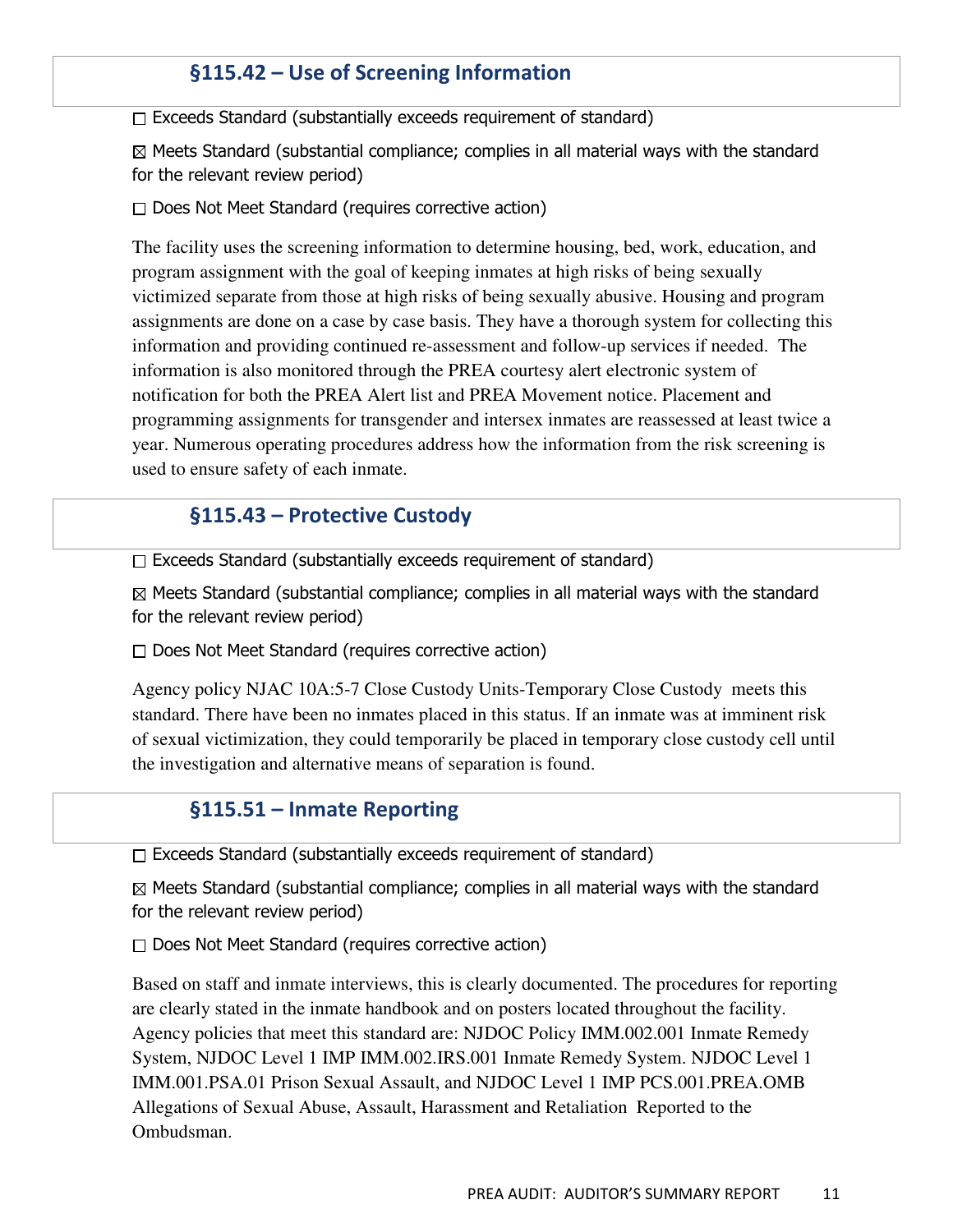### §115.42 – Use of Screening Information

☐ Exceeds Standard (substantially exceeds requirement of standard)

☒ Meets Standard (substantial compliance; complies in all material ways with the standard for the relevant review period)

☐ Does Not Meet Standard (requires corrective action)

The facility uses the screening information to determine housing, bed, work, education, and program assignment with the goal of keeping inmates at high risks of being sexually victimized separate from those at high risks of being sexually abusive. Housing and program assignments are done on a case by case basis. They have a thorough system for collecting this information and providing continued re-assessment and follow-up services if needed. The information is also monitored through the PREA courtesy alert electronic system of notification for both the PREA Alert list and PREA Movement notice. Placement and programming assignments for transgender and intersex inmates are reassessed at least twice a year. Numerous operating procedures address how the information from the risk screening is used to ensure safety of each inmate.

### §115.43 – Protective Custody

☐ Exceeds Standard (substantially exceeds requirement of standard)

☒ Meets Standard (substantial compliance; complies in all material ways with the standard for the relevant review period)

☐ Does Not Meet Standard (requires corrective action)

Agency policy NJAC 10A:5-7 Close Custody Units-Temporary Close Custody meets this standard. There have been no inmates placed in this status. If an inmate was at imminent risk of sexual victimization, they could temporarily be placed in temporary close custody cell until the investigation and alternative means of separation is found.

### §115.51 – Inmate Reporting

☐ Exceeds Standard (substantially exceeds requirement of standard)

☒ Meets Standard (substantial compliance; complies in all material ways with the standard for the relevant review period)

☐ Does Not Meet Standard (requires corrective action)

Based on staff and inmate interviews, this is clearly documented. The procedures for reporting are clearly stated in the inmate handbook and on posters located throughout the facility. Agency policies that meet this standard are: NJDOC Policy IMM.002.001 Inmate Remedy System, NJDOC Level 1 IMP IMM.002.IRS.001 Inmate Remedy System. NJDOC Level 1 IMM.001.PSA.01 Prison Sexual Assault, and NJDOC Level 1 IMP PCS.001.PREA.OMB Allegations of Sexual Abuse, Assault, Harassment and Retaliation Reported to the Ombudsman.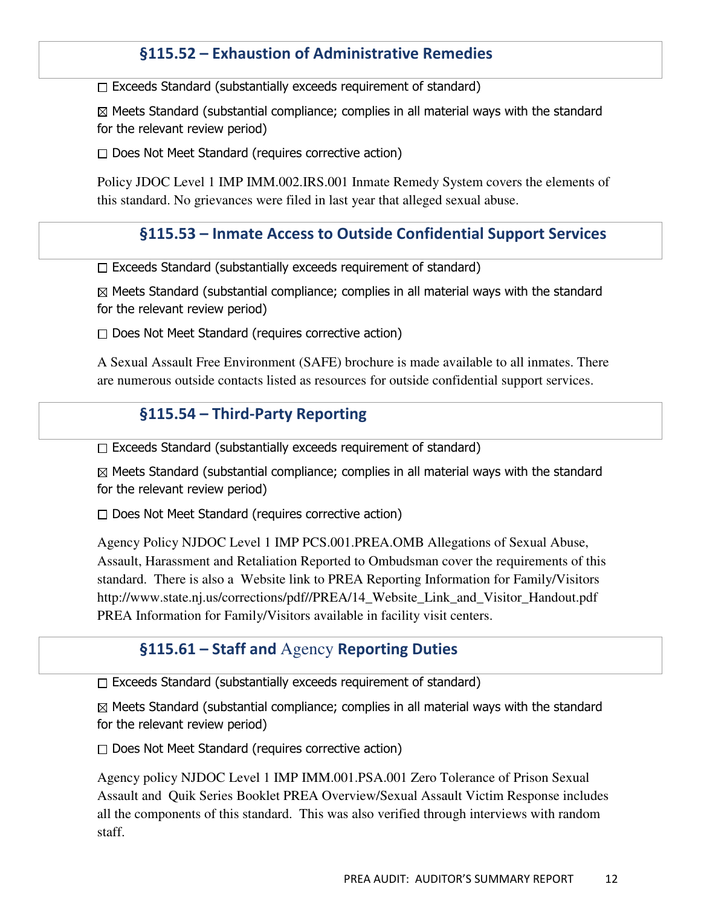## §115.52 – Exhaustion of Administrative Remedies

☐ Exceeds Standard (substantially exceeds requirement of standard)

☒ Meets Standard (substantial compliance; complies in all material ways with the standard for the relevant review period)

☐ Does Not Meet Standard (requires corrective action)

Policy JDOC Level 1 IMP IMM.002.IRS.001 Inmate Remedy System covers the elements of this standard. No grievances were filed in last year that alleged sexual abuse.

## §115.53 – Inmate Access to Outside Confidential Support Services

☐ Exceeds Standard (substantially exceeds requirement of standard)

☒ Meets Standard (substantial compliance; complies in all material ways with the standard for the relevant review period)

☐ Does Not Meet Standard (requires corrective action)

A Sexual Assault Free Environment (SAFE) brochure is made available to all inmates. There are numerous outside contacts listed as resources for outside confidential support services.

## §115.54 – Third-Party Reporting

☐ Exceeds Standard (substantially exceeds requirement of standard)

☒ Meets Standard (substantial compliance; complies in all material ways with the standard for the relevant review period)

☐ Does Not Meet Standard (requires corrective action)

Agency Policy NJDOC Level 1 IMP PCS.001.PREA.OMB Allegations of Sexual Abuse, Assault, Harassment and Retaliation Reported to Ombudsman cover the requirements of this standard. There is also a Website link to PREA Reporting Information for Family/Visitors http://www.state.nj.us/corrections/pdf//PREA/14_Website_Link_and_Visitor_Handout.pdf PREA Information for Family/Visitors available in facility visit centers.

## §115.61 – Staff and Agency Reporting Duties

☐ Exceeds Standard (substantially exceeds requirement of standard)

☒ Meets Standard (substantial compliance; complies in all material ways with the standard for the relevant review period)

☐ Does Not Meet Standard (requires corrective action)

Agency policy NJDOC Level 1 IMP IMM.001.PSA.001 Zero Tolerance of Prison Sexual Assault and Quik Series Booklet PREA Overview/Sexual Assault Victim Response includes all the components of this standard. This was also verified through interviews with random staff.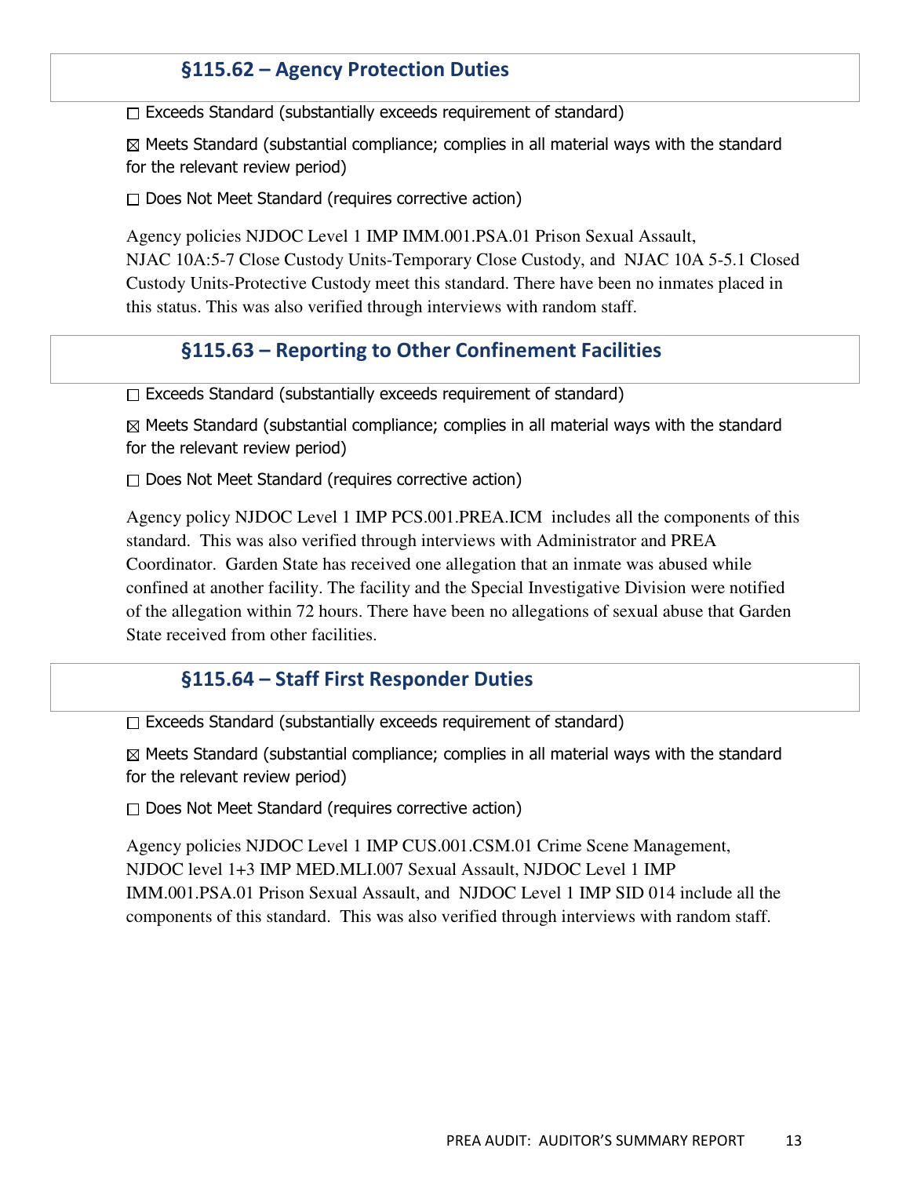## §115.62 – Agency Protection Duties

☐ Exceeds Standard (substantially exceeds requirement of standard)

☒ Meets Standard (substantial compliance; complies in all material ways with the standard for the relevant review period)

☐ Does Not Meet Standard (requires corrective action)

Agency policies NJDOC Level 1 IMP IMM.001.PSA.01 Prison Sexual Assault, NJAC 10A:5-7 Close Custody Units-Temporary Close Custody, and NJAC 10A 5-5.1 Closed Custody Units-Protective Custody meet this standard. There have been no inmates placed in this status. This was also verified through interviews with random staff.

## §115.63 – Reporting to Other Confinement Facilities

☐ Exceeds Standard (substantially exceeds requirement of standard)

☒ Meets Standard (substantial compliance; complies in all material ways with the standard for the relevant review period)

☐ Does Not Meet Standard (requires corrective action)

Agency policy NJDOC Level 1 IMP PCS.001.PREA.ICM includes all the components of this standard. This was also verified through interviews with Administrator and PREA Coordinator. Garden State has received one allegation that an inmate was abused while confined at another facility. The facility and the Special Investigative Division were notified of the allegation within 72 hours. There have been no allegations of sexual abuse that Garden State received from other facilities.

## §115.64 – Staff First Responder Duties

☐ Exceeds Standard (substantially exceeds requirement of standard)

☒ Meets Standard (substantial compliance; complies in all material ways with the standard for the relevant review period)

☐ Does Not Meet Standard (requires corrective action)

Agency policies NJDOC Level 1 IMP CUS.001.CSM.01 Crime Scene Management, NJDOC level 1+3 IMP MED.MLI.007 Sexual Assault, NJDOC Level 1 IMP IMM.001.PSA.01 Prison Sexual Assault, and NJDOC Level 1 IMP SID 014 include all the components of this standard. This was also verified through interviews with random staff.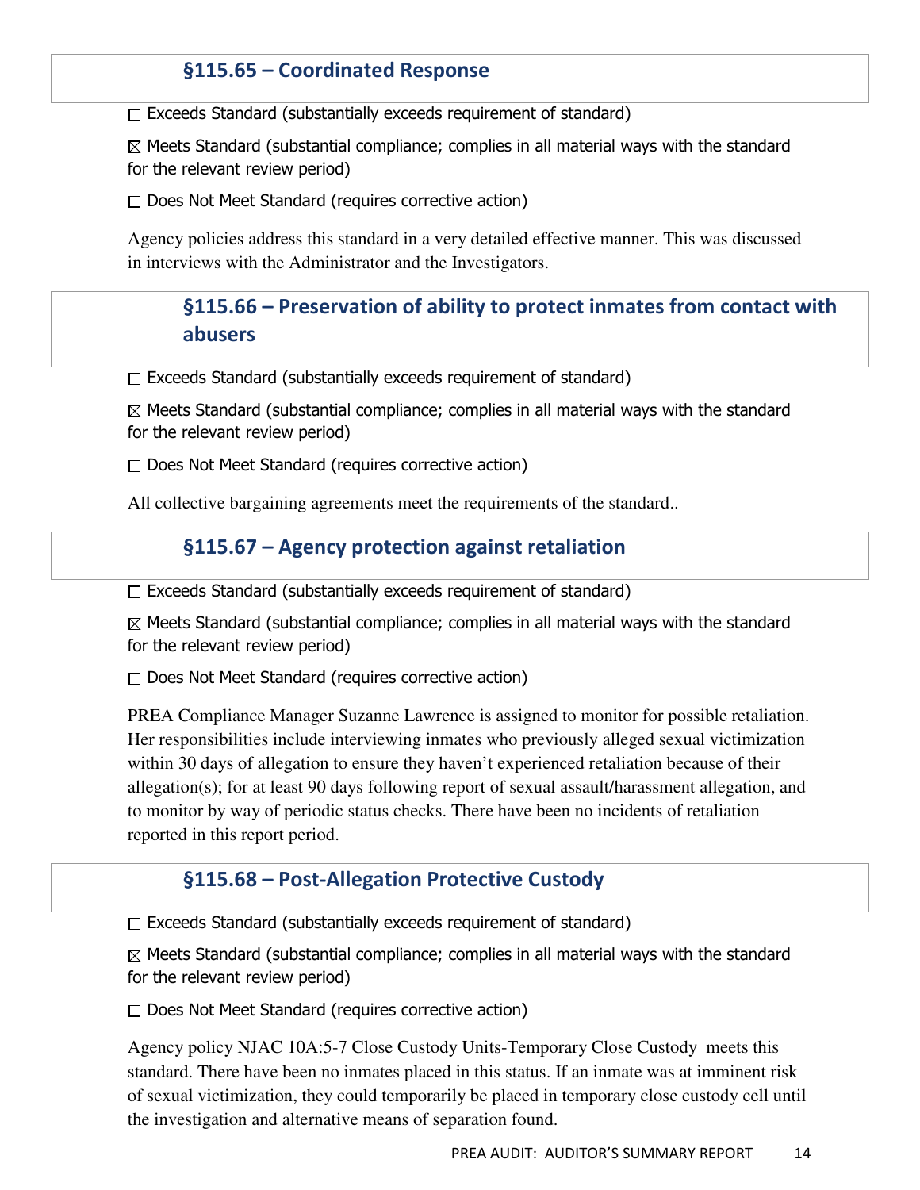## §115.65 – Coordinated Response

☐ Exceeds Standard (substantially exceeds requirement of standard)

☒ Meets Standard (substantial compliance; complies in all material ways with the standard for the relevant review period)

☐ Does Not Meet Standard (requires corrective action)

Agency policies address this standard in a very detailed effective manner. This was discussed in interviews with the Administrator and the Investigators.

## §115.66 – Preservation of ability to protect inmates from contact with abusers

☐ Exceeds Standard (substantially exceeds requirement of standard)

☒ Meets Standard (substantial compliance; complies in all material ways with the standard for the relevant review period)

☐ Does Not Meet Standard (requires corrective action)

All collective bargaining agreements meet the requirements of the standard..

## §115.67 – Agency protection against retaliation

☐ Exceeds Standard (substantially exceeds requirement of standard)

☒ Meets Standard (substantial compliance; complies in all material ways with the standard for the relevant review period)

☐ Does Not Meet Standard (requires corrective action)

PREA Compliance Manager Suzanne Lawrence is assigned to monitor for possible retaliation. Her responsibilities include interviewing inmates who previously alleged sexual victimization within 30 days of allegation to ensure they haven't experienced retaliation because of their allegation(s); for at least 90 days following report of sexual assault/harassment allegation, and to monitor by way of periodic status checks. There have been no incidents of retaliation reported in this report period.

## §115.68 – Post-Allegation Protective Custody

☐ Exceeds Standard (substantially exceeds requirement of standard)

☒ Meets Standard (substantial compliance; complies in all material ways with the standard for the relevant review period)

☐ Does Not Meet Standard (requires corrective action)

Agency policy NJAC 10A:5-7 Close Custody Units-Temporary Close Custody meets this standard. There have been no inmates placed in this status. If an inmate was at imminent risk of sexual victimization, they could temporarily be placed in temporary close custody cell until the investigation and alternative means of separation found.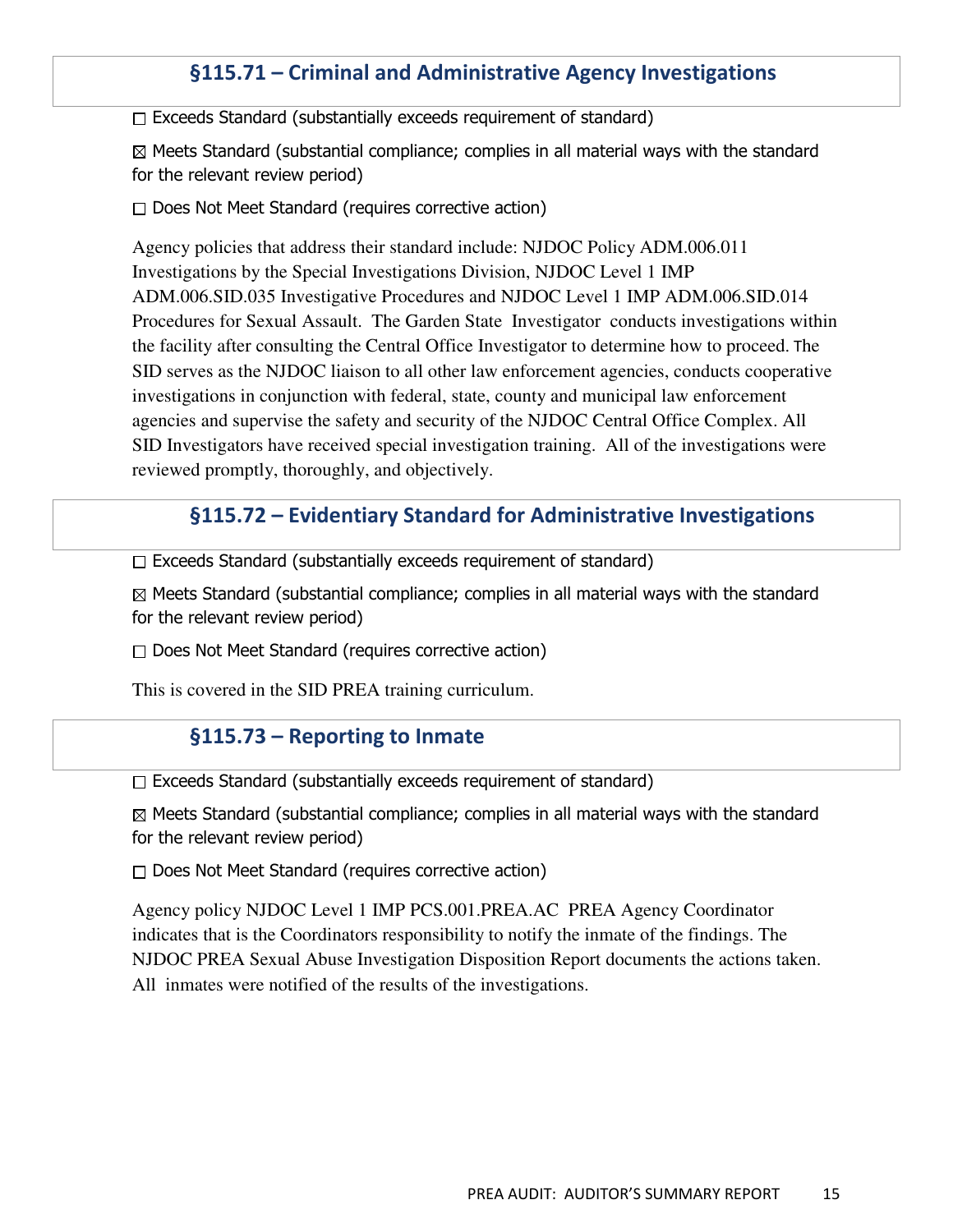## §115.71 – Criminal and Administrative Agency Investigations

☐ Exceeds Standard (substantially exceeds requirement of standard)

☒ Meets Standard (substantial compliance; complies in all material ways with the standard for the relevant review period)

☐ Does Not Meet Standard (requires corrective action)

Agency policies that address their standard include: NJDOC Policy ADM.006.011 Investigations by the Special Investigations Division, NJDOC Level 1 IMP ADM.006.SID.035 Investigative Procedures and NJDOC Level 1 IMP ADM.006.SID.014 Procedures for Sexual Assault. The Garden State Investigator conducts investigations within the facility after consulting the Central Office Investigator to determine how to proceed. The SID serves as the NJDOC liaison to all other law enforcement agencies, conducts cooperative investigations in conjunction with federal, state, county and municipal law enforcement agencies and supervise the safety and security of the NJDOC Central Office Complex. All SID Investigators have received special investigation training. All of the investigations were reviewed promptly, thoroughly, and objectively.

## §115.72 – Evidentiary Standard for Administrative Investigations

☐ Exceeds Standard (substantially exceeds requirement of standard)

☒ Meets Standard (substantial compliance; complies in all material ways with the standard for the relevant review period)

☐ Does Not Meet Standard (requires corrective action)

This is covered in the SID PREA training curriculum.

## §115.73 – Reporting to Inmate

☐ Exceeds Standard (substantially exceeds requirement of standard)

☒ Meets Standard (substantial compliance; complies in all material ways with the standard for the relevant review period)

☐ Does Not Meet Standard (requires corrective action)

Agency policy NJDOC Level 1 IMP PCS.001.PREA.AC PREA Agency Coordinator indicates that is the Coordinators responsibility to notify the inmate of the findings. The NJDOC PREA Sexual Abuse Investigation Disposition Report documents the actions taken. All inmates were notified of the results of the investigations.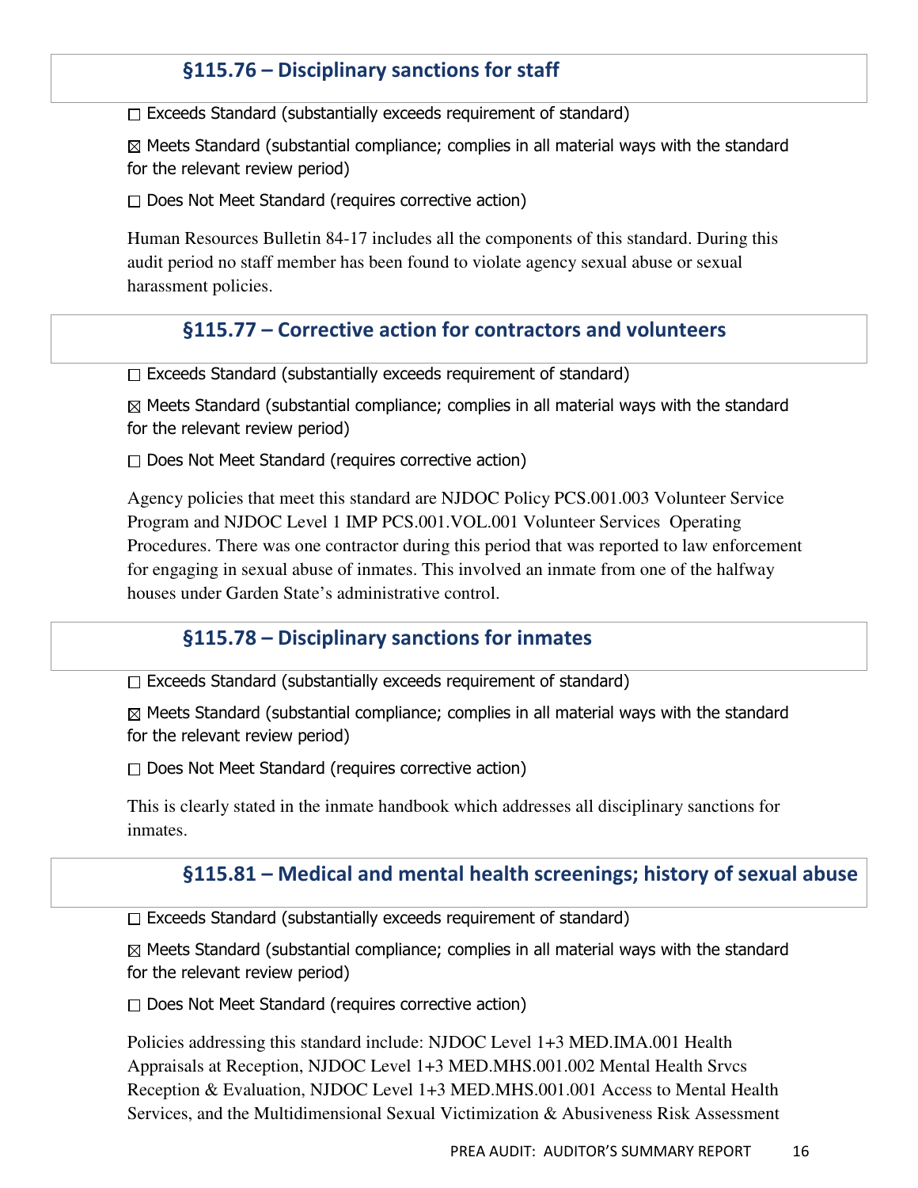## §115.76 – Disciplinary sanctions for staff

☐ Exceeds Standard (substantially exceeds requirement of standard)

☒ Meets Standard (substantial compliance; complies in all material ways with the standard for the relevant review period)

☐ Does Not Meet Standard (requires corrective action)

Human Resources Bulletin 84-17 includes all the components of this standard. During this audit period no staff member has been found to violate agency sexual abuse or sexual harassment policies.

## §115.77 – Corrective action for contractors and volunteers

☐ Exceeds Standard (substantially exceeds requirement of standard)

☒ Meets Standard (substantial compliance; complies in all material ways with the standard for the relevant review period)

☐ Does Not Meet Standard (requires corrective action)

Agency policies that meet this standard are NJDOC Policy PCS.001.003 Volunteer Service Program and NJDOC Level 1 IMP PCS.001.VOL.001 Volunteer Services Operating Procedures. There was one contractor during this period that was reported to law enforcement for engaging in sexual abuse of inmates. This involved an inmate from one of the halfway houses under Garden State's administrative control.

## §115.78 – Disciplinary sanctions for inmates

☐ Exceeds Standard (substantially exceeds requirement of standard)

☒ Meets Standard (substantial compliance; complies in all material ways with the standard for the relevant review period)

☐ Does Not Meet Standard (requires corrective action)

This is clearly stated in the inmate handbook which addresses all disciplinary sanctions for inmates.

## §115.81 – Medical and mental health screenings; history of sexual abuse

☐ Exceeds Standard (substantially exceeds requirement of standard)

☒ Meets Standard (substantial compliance; complies in all material ways with the standard for the relevant review period)

☐ Does Not Meet Standard (requires corrective action)

Policies addressing this standard include: NJDOC Level 1+3 MED.IMA.001 Health Appraisals at Reception, NJDOC Level 1+3 MED.MHS.001.002 Mental Health Srvcs Reception & Evaluation, NJDOC Level 1+3 MED.MHS.001.001 Access to Mental Health Services, and the Multidimensional Sexual Victimization & Abusiveness Risk Assessment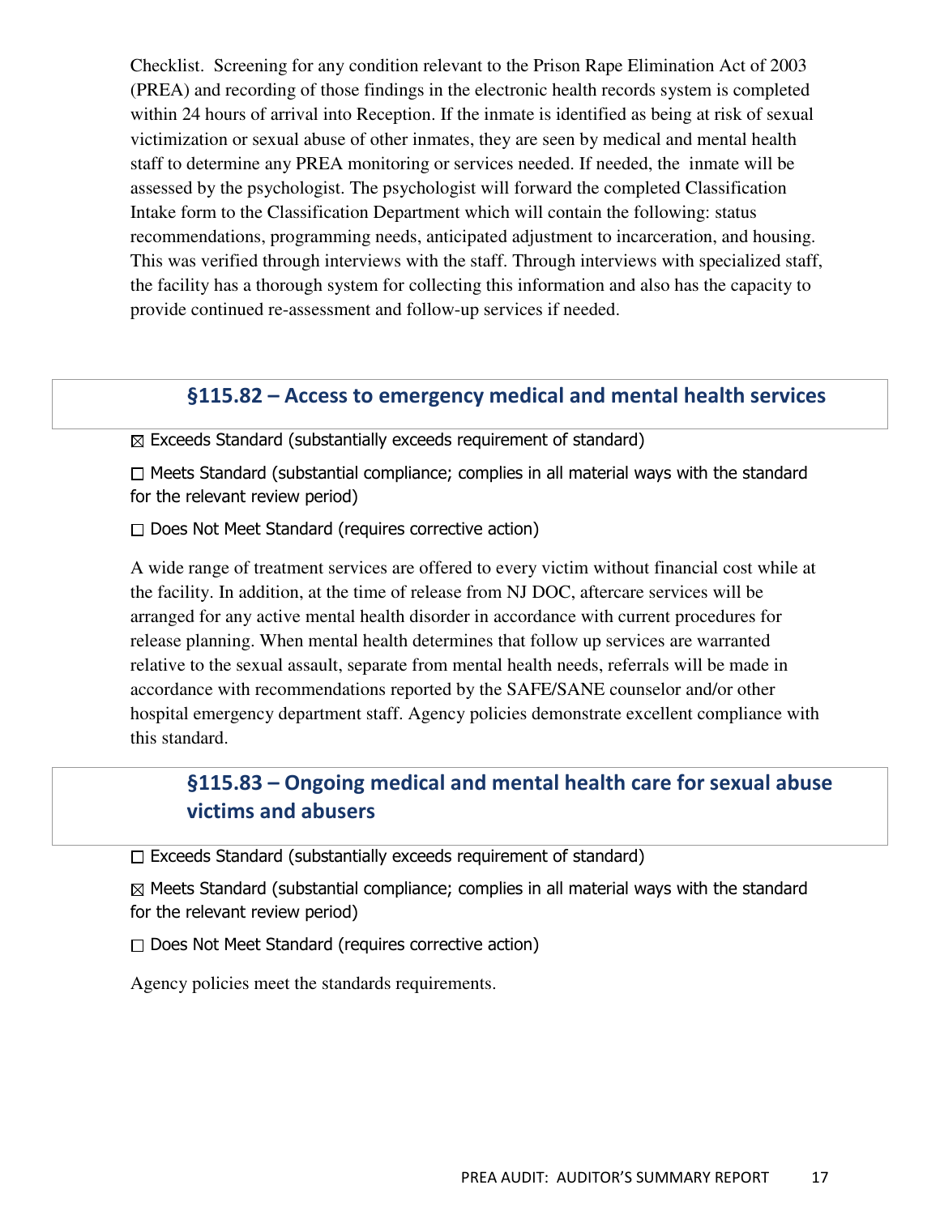Checklist. Screening for any condition relevant to the Prison Rape Elimination Act of 2003 (PREA) and recording of those findings in the electronic health records system is completed within 24 hours of arrival into Reception. If the inmate is identified as being at risk of sexual victimization or sexual abuse of other inmates, they are seen by medical and mental health staff to determine any PREA monitoring or services needed. If needed, the inmate will be assessed by the psychologist. The psychologist will forward the completed Classification Intake form to the Classification Department which will contain the following: status recommendations, programming needs, anticipated adjustment to incarceration, and housing. This was verified through interviews with the staff. Through interviews with specialized staff, the facility has a thorough system for collecting this information and also has the capacity to provide continued re-assessment and follow-up services if needed.

## §115.82 – Access to emergency medical and mental health services

☒ Exceeds Standard (substantially exceeds requirement of standard)

☐ Meets Standard (substantial compliance; complies in all material ways with the standard for the relevant review period)

☐ Does Not Meet Standard (requires corrective action)

A wide range of treatment services are offered to every victim without financial cost while at the facility. In addition, at the time of release from NJ DOC, aftercare services will be arranged for any active mental health disorder in accordance with current procedures for release planning. When mental health determines that follow up services are warranted relative to the sexual assault, separate from mental health needs, referrals will be made in accordance with recommendations reported by the SAFE/SANE counselor and/or other hospital emergency department staff. Agency policies demonstrate excellent compliance with this standard.

## §115.83 – Ongoing medical and mental health care for sexual abuse victims and abusers

☐ Exceeds Standard (substantially exceeds requirement of standard)

☒ Meets Standard (substantial compliance; complies in all material ways with the standard for the relevant review period)

☐ Does Not Meet Standard (requires corrective action)

Agency policies meet the standards requirements.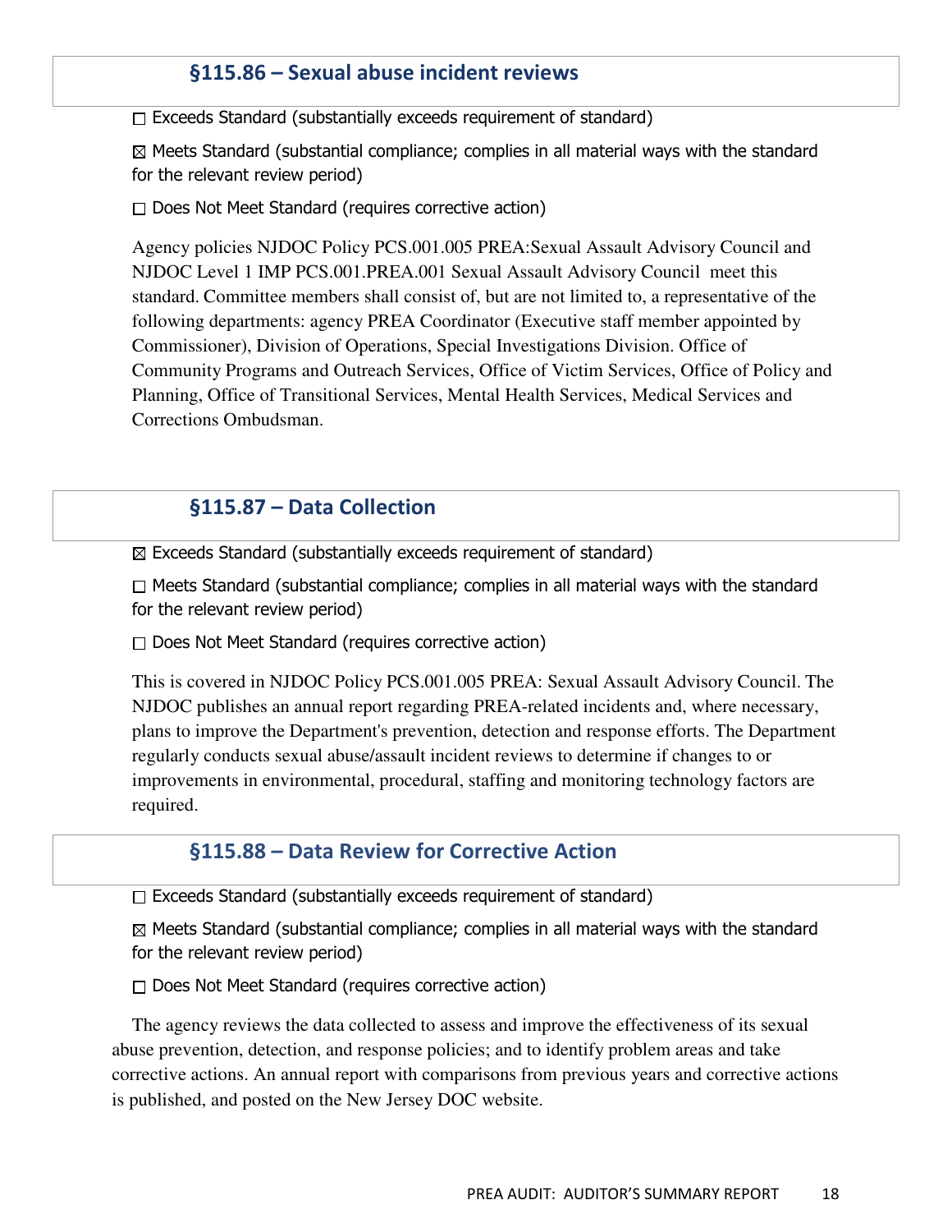## §115.86 – Sexual abuse incident reviews

☐ Exceeds Standard (substantially exceeds requirement of standard)

☒ Meets Standard (substantial compliance; complies in all material ways with the standard for the relevant review period)

☐ Does Not Meet Standard (requires corrective action)

Agency policies NJDOC Policy PCS.001.005 PREA:Sexual Assault Advisory Council and NJDOC Level 1 IMP PCS.001.PREA.001 Sexual Assault Advisory Council meet this standard. Committee members shall consist of, but are not limited to, a representative of the following departments: agency PREA Coordinator (Executive staff member appointed by Commissioner), Division of Operations, Special Investigations Division. Office of Community Programs and Outreach Services, Office of Victim Services, Office of Policy and Planning, Office of Transitional Services, Mental Health Services, Medical Services and Corrections Ombudsman.

## §115.87 – Data Collection

☒ Exceeds Standard (substantially exceeds requirement of standard)

☐ Meets Standard (substantial compliance; complies in all material ways with the standard for the relevant review period)

☐ Does Not Meet Standard (requires corrective action)

This is covered in NJDOC Policy PCS.001.005 PREA: Sexual Assault Advisory Council. The NJDOC publishes an annual report regarding PREA-related incidents and, where necessary, plans to improve the Department's prevention, detection and response efforts. The Department regularly conducts sexual abuse/assault incident reviews to determine if changes to or improvements in environmental, procedural, staffing and monitoring technology factors are required.

## §115.88 – Data Review for Corrective Action

☐ Exceeds Standard (substantially exceeds requirement of standard)

☒ Meets Standard (substantial compliance; complies in all material ways with the standard for the relevant review period)

☐ Does Not Meet Standard (requires corrective action)

The agency reviews the data collected to assess and improve the effectiveness of its sexual abuse prevention, detection, and response policies; and to identify problem areas and take corrective actions. An annual report with comparisons from previous years and corrective actions is published, and posted on the New Jersey DOC website.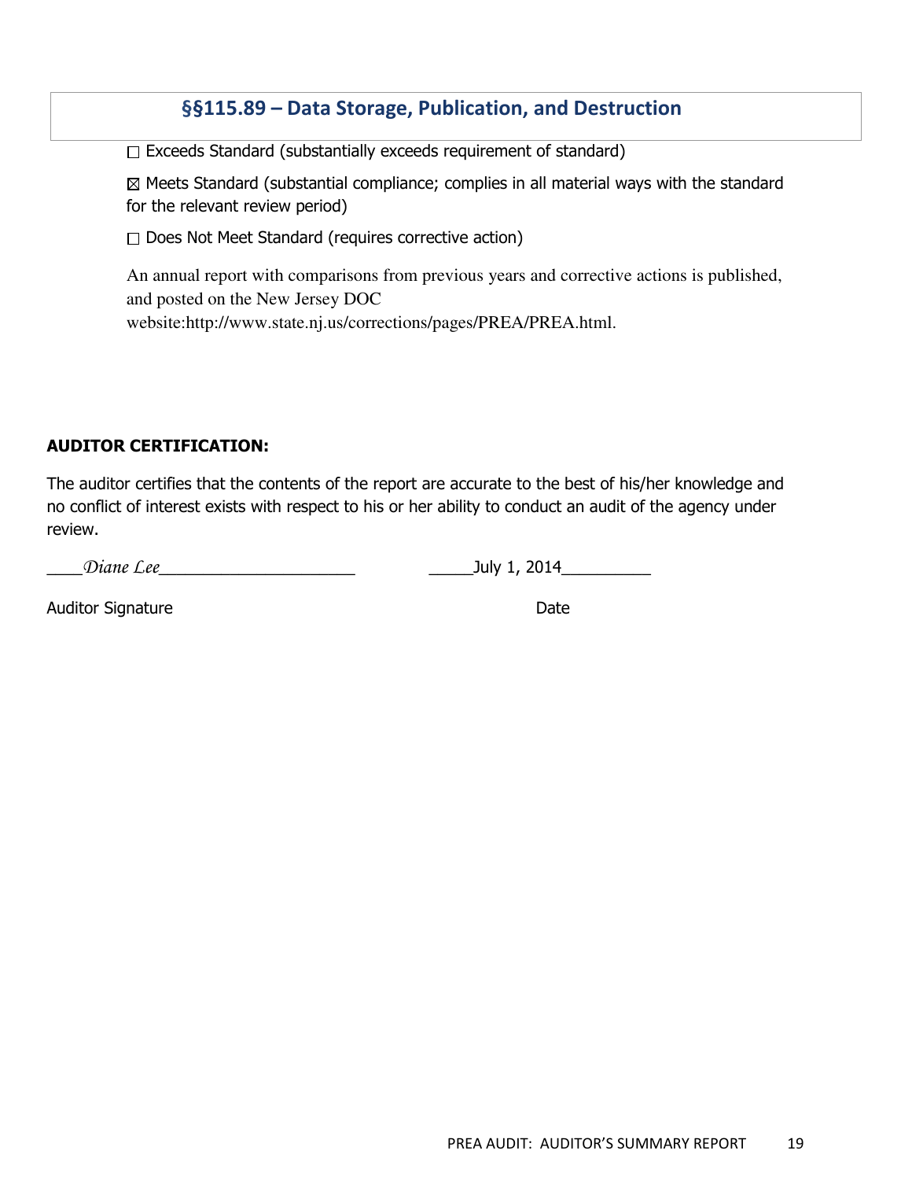## §§115.89 – Data Storage, Publication, and Destruction

☐ Exceeds Standard (substantially exceeds requirement of standard)

☒ Meets Standard (substantial compliance; complies in all material ways with the standard for the relevant review period)

☐ Does Not Meet Standard (requires corrective action)

An annual report with comparisons from previous years and corrective actions is published, and posted on the New Jersey DOC website:http://www.state.nj.us/corrections/pages/PREA/PREA.html.

**AUDITOR CERTIFICATION:**

The auditor certifies that the contents of the report are accurate to the best of his/her knowledge and no conflict of interest exists with respect to his or her ability to conduct an audit of the agency under review.

____*Diane Lee*______________________ _____July 1, 2014__________

Auditor Signature Date